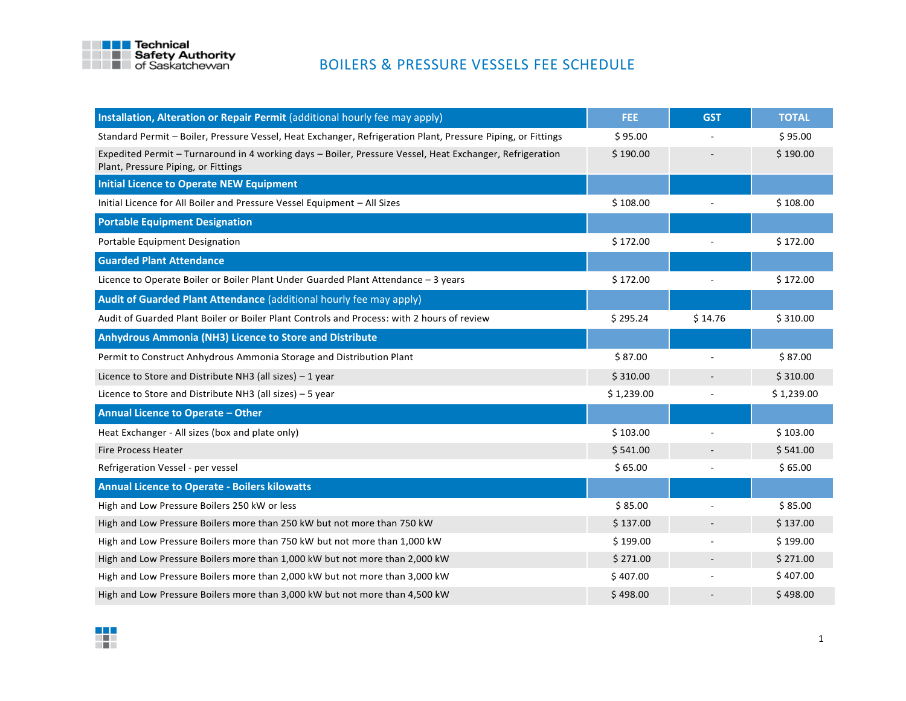# BOILERS & PRESSURE VESSELS FEE SCHEDULE

| **Installation, Alteration or Repair Permit** (additional hourly fee may apply) | FEE | GST | TOTAL |
|---|---|---|---|
| Standard Permit – Boiler, Pressure Vessel, Heat Exchanger, Refrigeration Plant, Pressure Piping, or Fittings | $ 95.00 | - | $ 95.00 |
| Expedited Permit – Turnaround in 4 working days – Boiler, Pressure Vessel, Heat Exchanger, Refrigeration Plant, Pressure Piping, or Fittings | $ 190.00 | - | $ 190.00 |
| **Initial Licence to Operate NEW Equipment** | | | |
| Initial Licence for All Boiler and Pressure Vessel Equipment – All Sizes | $ 108.00 | - | $ 108.00 |
| **Portable Equipment Designation** | | | |
| Portable Equipment Designation | $ 172.00 | - | $ 172.00 |
| **Guarded Plant Attendance** | | | |
| Licence to Operate Boiler or Boiler Plant Under Guarded Plant Attendance – 3 years | $ 172.00 | - | $ 172.00 |
| **Audit of Guarded Plant Attendance** (additional hourly fee may apply) | | | |
| Audit of Guarded Plant Boiler or Boiler Plant Controls and Process: with 2 hours of review | $ 295.24 | $ 14.76 | $ 310.00 |
| **Anhydrous Ammonia (NH3) Licence to Store and Distribute** | | | |
| Permit to Construct Anhydrous Ammonia Storage and Distribution Plant | $ 87.00 | - | $ 87.00 |
| Licence to Store and Distribute NH3 (all sizes) – 1 year | $ 310.00 | - | $ 310.00 |
| Licence to Store and Distribute NH3 (all sizes) – 5 year | $ 1,239.00 | - | $ 1,239.00 |
| **Annual Licence to Operate – Other** | | | |
| Heat Exchanger - All sizes (box and plate only) | $ 103.00 | - | $ 103.00 |
| Fire Process Heater | $ 541.00 | - | $ 541.00 |
| Refrigeration Vessel - per vessel | $ 65.00 | - | $ 65.00 |
| **Annual Licence to Operate - Boilers kilowatts** | | | |
| High and Low Pressure Boilers 250 kW or less | $ 85.00 | - | $ 85.00 |
| High and Low Pressure Boilers more than 250 kW but not more than 750 kW | $ 137.00 | - | $ 137.00 |
| High and Low Pressure Boilers more than 750 kW but not more than 1,000 kW | $ 199.00 | - | $ 199.00 |
| High and Low Pressure Boilers more than 1,000 kW but not more than 2,000 kW | $ 271.00 | - | $ 271.00 |
| High and Low Pressure Boilers more than 2,000 kW but not more than 3,000 kW | $ 407.00 | - | $ 407.00 |
| High and Low Pressure Boilers more than 3,000 kW but not more than 4,500 kW | $ 498.00 | - | $ 498.00 |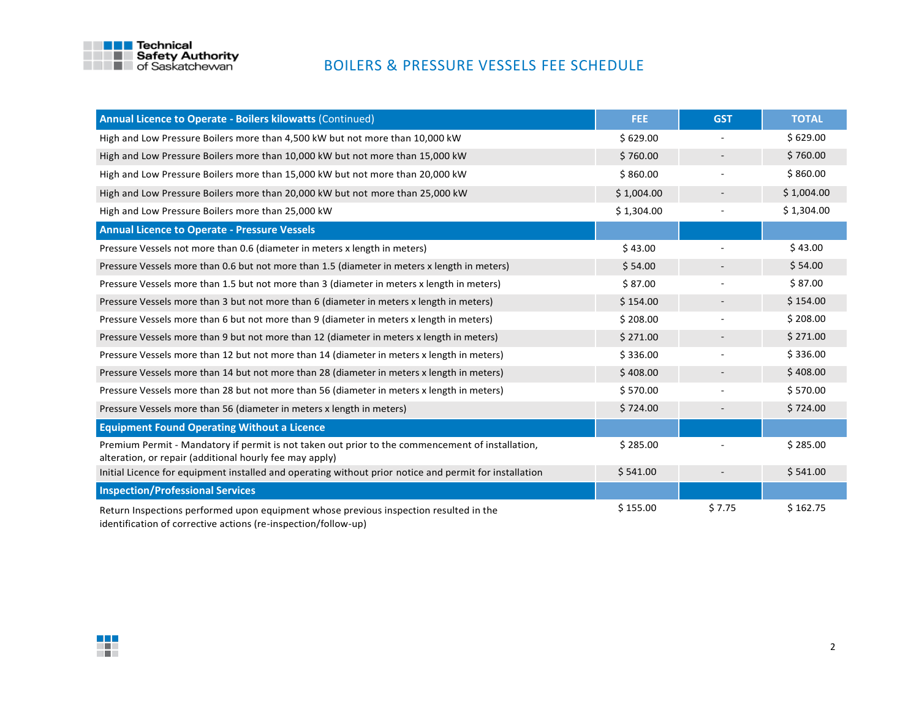# BOILERS & PRESSURE VESSELS FEE SCHEDULE

| **Annual Licence to Operate - Boilers kilowatts** (Continued) | FEE | GST | TOTAL |
|---|---|---|---|
| High and Low Pressure Boilers more than 4,500 kW but not more than 10,000 kW | $ 629.00 | - | $ 629.00 |
| High and Low Pressure Boilers more than 10,000 kW but not more than 15,000 kW | $ 760.00 | - | $ 760.00 |
| High and Low Pressure Boilers more than 15,000 kW but not more than 20,000 kW | $ 860.00 | - | $ 860.00 |
| High and Low Pressure Boilers more than 20,000 kW but not more than 25,000 kW | $ 1,004.00 | - | $ 1,004.00 |
| High and Low Pressure Boilers more than 25,000 kW | $ 1,304.00 | - | $ 1,304.00 |
| **Annual Licence to Operate - Pressure Vessels** | | | |
| Pressure Vessels not more than 0.6 (diameter in meters x length in meters) | $ 43.00 | - | $ 43.00 |
| Pressure Vessels more than 0.6 but not more than 1.5 (diameter in meters x length in meters) | $ 54.00 | - | $ 54.00 |
| Pressure Vessels more than 1.5 but not more than 3 (diameter in meters x length in meters) | $ 87.00 | - | $ 87.00 |
| Pressure Vessels more than 3 but not more than 6 (diameter in meters x length in meters) | $ 154.00 | - | $ 154.00 |
| Pressure Vessels more than 6 but not more than 9 (diameter in meters x length in meters) | $ 208.00 | - | $ 208.00 |
| Pressure Vessels more than 9 but not more than 12 (diameter in meters x length in meters) | $ 271.00 | - | $ 271.00 |
| Pressure Vessels more than 12 but not more than 14 (diameter in meters x length in meters) | $ 336.00 | - | $ 336.00 |
| Pressure Vessels more than 14 but not more than 28 (diameter in meters x length in meters) | $ 408.00 | - | $ 408.00 |
| Pressure Vessels more than 28 but not more than 56 (diameter in meters x length in meters) | $ 570.00 | - | $ 570.00 |
| Pressure Vessels more than 56 (diameter in meters x length in meters) | $ 724.00 | - | $ 724.00 |
| **Equipment Found Operating Without a Licence** | | | |
| Premium Permit - Mandatory if permit is not taken out prior to the commencement of installation, alteration, or repair (additional hourly fee may apply) | $ 285.00 | - | $ 285.00 |
| Initial Licence for equipment installed and operating without prior notice and permit for installation | $ 541.00 | - | $ 541.00 |
| **Inspection/Professional Services** | | | |
| Return Inspections performed upon equipment whose previous inspection resulted in the identification of corrective actions (re-inspection/follow-up) | $ 155.00 | $ 7.75 | $ 162.75 |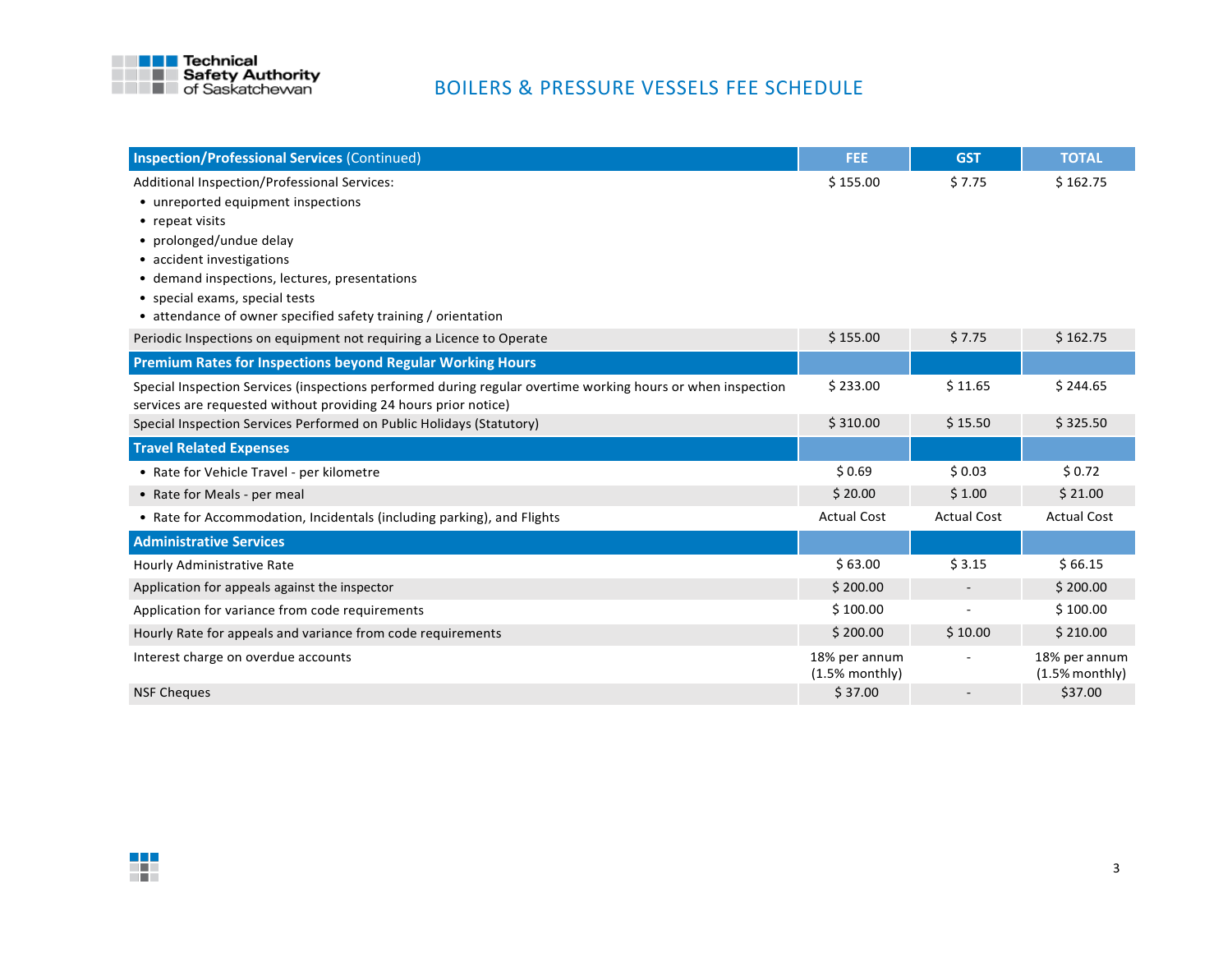# BOILERS & PRESSURE VESSELS FEE SCHEDULE

| **Inspection/Professional Services** (Continued) | FEE | GST | TOTAL |
|---|---|---|---|
| Additional Inspection/Professional Services:<br>• unreported equipment inspections<br>• repeat visits<br>• prolonged/undue delay<br>• accident investigations<br>• demand inspections, lectures, presentations<br>• special exams, special tests<br>• attendance of owner specified safety training / orientation | $ 155.00 | $ 7.75 | $ 162.75 |
| Periodic Inspections on equipment not requiring a Licence to Operate | $ 155.00 | $ 7.75 | $ 162.75 |
| **Premium Rates for Inspections beyond Regular Working Hours** | | | |
| Special Inspection Services (inspections performed during regular overtime working hours or when inspection services are requested without providing 24 hours prior notice) | $ 233.00 | $ 11.65 | $ 244.65 |
| Special Inspection Services Performed on Public Holidays (Statutory) | $ 310.00 | $ 15.50 | $ 325.50 |
| **Travel Related Expenses** | | | |
| • Rate for Vehicle Travel - per kilometre | $ 0.69 | $ 0.03 | $ 0.72 |
| • Rate for Meals - per meal | $ 20.00 | $ 1.00 | $ 21.00 |
| • Rate for Accommodation, Incidentals (including parking), and Flights | Actual Cost | Actual Cost | Actual Cost |
| **Administrative Services** | | | |
| Hourly Administrative Rate | $ 63.00 | $ 3.15 | $ 66.15 |
| Application for appeals against the inspector | $ 200.00 | - | $ 200.00 |
| Application for variance from code requirements | $ 100.00 | - | $ 100.00 |
| Hourly Rate for appeals and variance from code requirements | $ 200.00 | $ 10.00 | $ 210.00 |
| Interest charge on overdue accounts | 18% per annum (1.5% monthly) | - | 18% per annum (1.5% monthly) |
| NSF Cheques | $ 37.00 | - | $37.00 |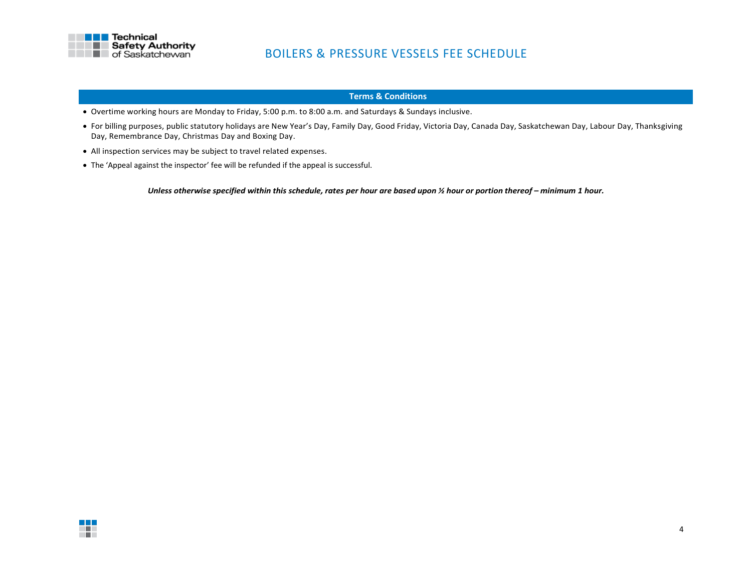## Terms & Conditions

- Overtime working hours are Monday to Friday, 5:00 p.m. to 8:00 a.m. and Saturdays & Sundays inclusive.
- For billing purposes, public statutory holidays are New Year's Day, Family Day, Good Friday, Victoria Day, Canada Day, Saskatchewan Day, Labour Day, Thanksgiving Day, Remembrance Day, Christmas Day and Boxing Day.
- All inspection services may be subject to travel related expenses.
- The 'Appeal against the inspector' fee will be refunded if the appeal is successful.

***Unless otherwise specified within this schedule, rates per hour are based upon ½ hour or portion thereof – minimum 1 hour.***